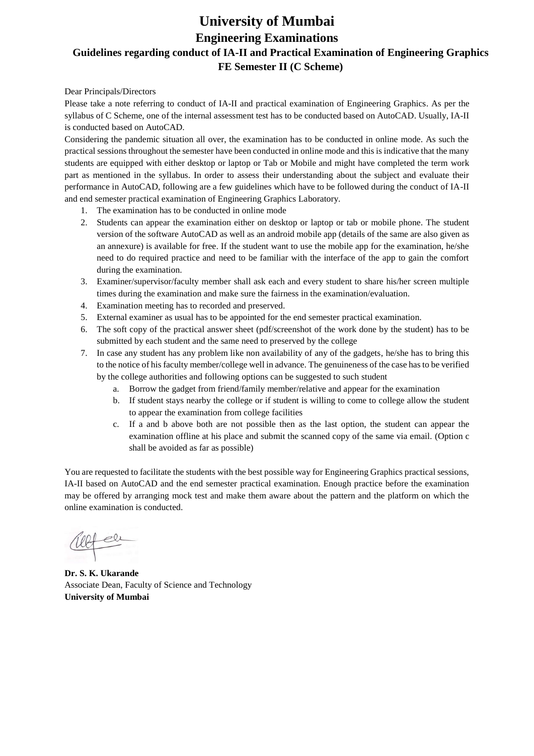# University of Mumbai

## Engineering Examinations

### Guidelines regarding conduct of IA-II and Practical Examination of Engineering Graphics FE Semester II (C Scheme)

Dear Principals/Directors

Please take a note referring to conduct of IA-II and practical examination of Engineering Graphics. As per the syllabus of C Scheme, one of the internal assessment test has to be conducted based on AutoCAD. Usually, IA-II is conducted based on AutoCAD.

Considering the pandemic situation all over, the examination has to be conducted in online mode. As such the practical sessions throughout the semester have been conducted in online mode and this is indicative that the many students are equipped with either desktop or laptop or Tab or Mobile and might have completed the term work part as mentioned in the syllabus. In order to assess their understanding about the subject and evaluate their performance in AutoCAD, following are a few guidelines which have to be followed during the conduct of IA-II and end semester practical examination of Engineering Graphics Laboratory.

1. The examination has to be conducted in online mode
2. Students can appear the examination either on desktop or laptop or tab or mobile phone. The student version of the software AutoCAD as well as an android mobile app (details of the same are also given as an annexure) is available for free. If the student want to use the mobile app for the examination, he/she need to do required practice and need to be familiar with the interface of the app to gain the comfort during the examination.
3. Examiner/supervisor/faculty member shall ask each and every student to share his/her screen multiple times during the examination and make sure the fairness in the examination/evaluation.
4. Examination meeting has to recorded and preserved.
5. External examiner as usual has to be appointed for the end semester practical examination.
6. The soft copy of the practical answer sheet (pdf/screenshot of the work done by the student) has to be submitted by each student and the same need to preserved by the college
7. In case any student has any problem like non availability of any of the gadgets, he/she has to bring this to the notice of his faculty member/college well in advance. The genuineness of the case has to be verified by the college authorities and following options can be suggested to such student
   a. Borrow the gadget from friend/family member/relative and appear for the examination
   b. If student stays nearby the college or if student is willing to come to college allow the student to appear the examination from college facilities
   c. If a and b above both are not possible then as the last option, the student can appear the examination offline at his place and submit the scanned copy of the same via email. (Option c shall be avoided as far as possible)

You are requested to facilitate the students with the best possible way for Engineering Graphics practical sessions, IA-II based on AutoCAD and the end semester practical examination. Enough practice before the examination may be offered by arranging mock test and make them aware about the pattern and the platform on which the online examination is conducted.

**Dr. S. K. Ukarande**
Associate Dean, Faculty of Science and Technology
**University of Mumbai**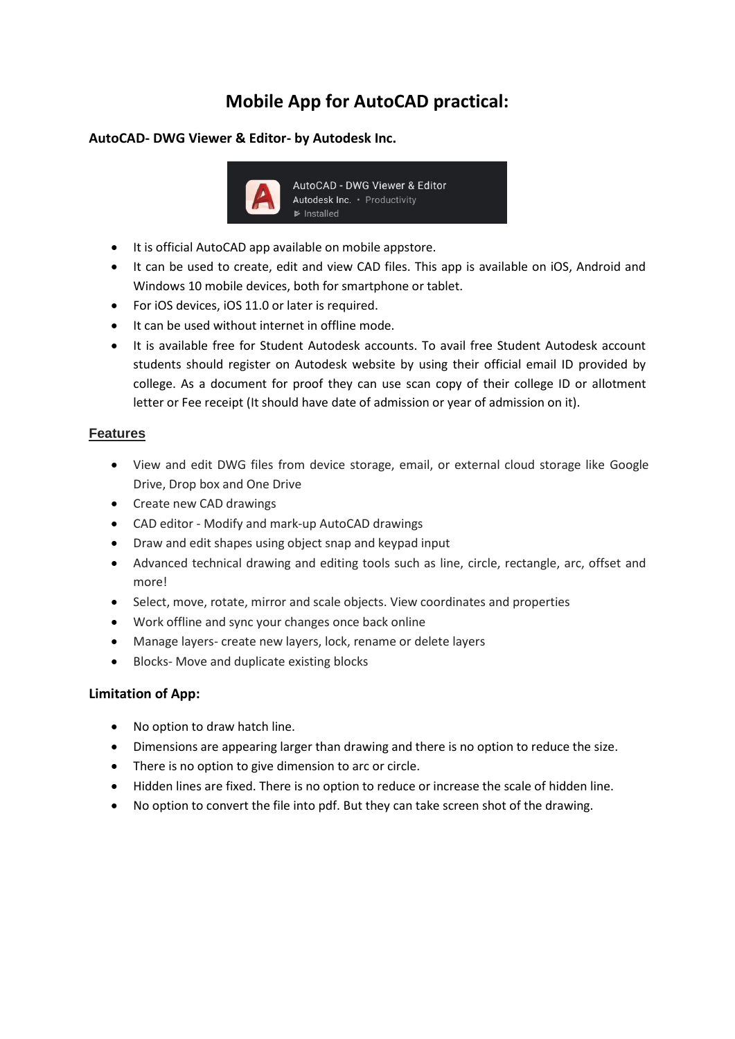# Mobile App for AutoCAD practical:

### AutoCAD- DWG Viewer & Editor- by Autodesk Inc.

AutoCAD - DWG Viewer & Editor
Autodesk Inc. • Productivity
Installed

- It is official AutoCAD app available on mobile appstore.
- It can be used to create, edit and view CAD files. This app is available on iOS, Android and Windows 10 mobile devices, both for smartphone or tablet.
- For iOS devices, iOS 11.0 or later is required.
- It can be used without internet in offline mode.
- It is available free for Student Autodesk accounts. To avail free Student Autodesk account students should register on Autodesk website by using their official email ID provided by college. As a document for proof they can use scan copy of their college ID or allotment letter or Fee receipt (It should have date of admission or year of admission on it).

## Features

- View and edit DWG files from device storage, email, or external cloud storage like Google Drive, Drop box and One Drive
- Create new CAD drawings
- CAD editor - Modify and mark-up AutoCAD drawings
- Draw and edit shapes using object snap and keypad input
- Advanced technical drawing and editing tools such as line, circle, rectangle, arc, offset and more!
- Select, move, rotate, mirror and scale objects. View coordinates and properties
- Work offline and sync your changes once back online
- Manage layers- create new layers, lock, rename or delete layers
- Blocks- Move and duplicate existing blocks

### Limitation of App:

- No option to draw hatch line.
- Dimensions are appearing larger than drawing and there is no option to reduce the size.
- There is no option to give dimension to arc or circle.
- Hidden lines are fixed. There is no option to reduce or increase the scale of hidden line.
- No option to convert the file into pdf. But they can take screen shot of the drawing.